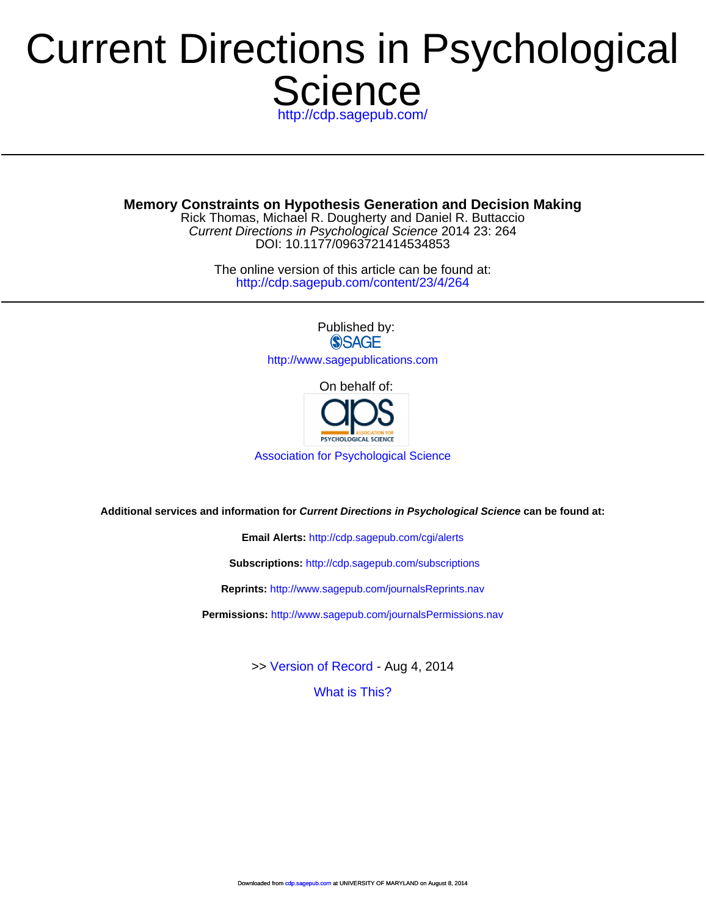# Current Directions in Psychological Science

http://cdp.sagepub.com/

---

**Memory Constraints on Hypothesis Generation and Decision Making**

Rick Thomas, Michael R. Dougherty and Daniel R. Buttaccio

*Current Directions in Psychological Science* 2014 23: 264

DOI: 10.1177/0963721414534853

The online version of this article can be found at:

http://cdp.sagepub.com/content/23/4/264

---

Published by:

SAGE

http://www.sagepublications.com

On behalf of:

Association for Psychological Science

**Additional services and information for *Current Directions in Psychological Science* can be found at:**

**Email Alerts:** http://cdp.sagepub.com/cgi/alerts

**Subscriptions:** http://cdp.sagepub.com/subscriptions

**Reprints:** http://www.sagepub.com/journalsReprints.nav

**Permissions:** http://www.sagepub.com/journalsPermissions.nav

>> Version of Record - Aug 4, 2014

What is This?

Downloaded from cdp.sagepub.com at UNIVERSITY OF MARYLAND on August 8, 2014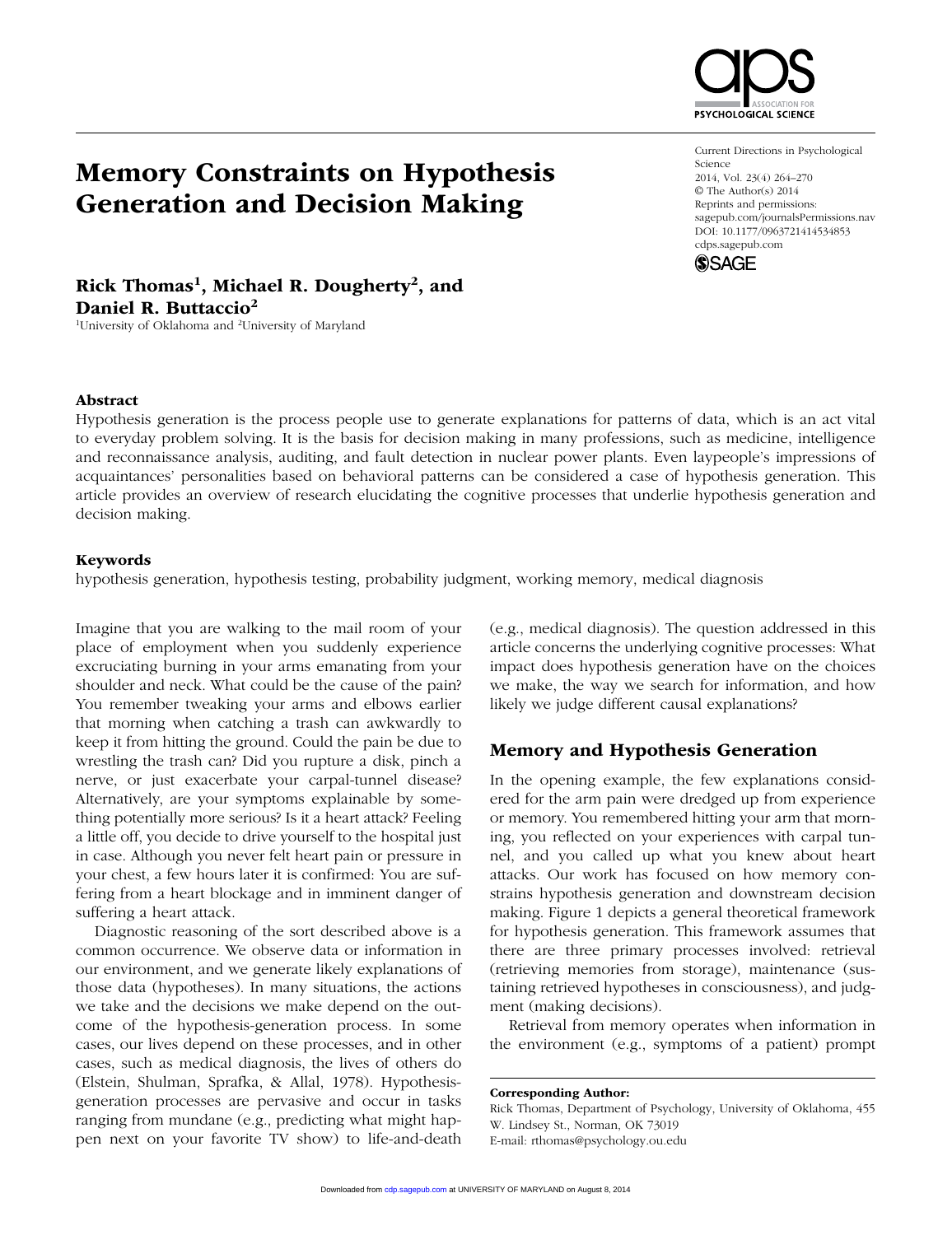# Memory Constraints on Hypothesis Generation and Decision Making

**Rick Thomas[1], Michael R. Dougherty[2], and Daniel R. Buttaccio[2]**

[1]University of Oklahoma and [2]University of Maryland

Current Directions in Psychological Science
2014, Vol. 23(4) 264–270
© The Author(s) 2014
Reprints and permissions: sagepub.com/journalsPermissions.nav
DOI: 10.1177/0963721414534853
cdps.sagepub.com

## Abstract

Hypothesis generation is the process people use to generate explanations for patterns of data, which is an act vital to everyday problem solving. It is the basis for decision making in many professions, such as medicine, intelligence and reconnaissance analysis, auditing, and fault detection in nuclear power plants. Even laypeople's impressions of acquaintances' personalities based on behavioral patterns can be considered a case of hypothesis generation. This article provides an overview of research elucidating the cognitive processes that underlie hypothesis generation and decision making.

### Keywords

hypothesis generation, hypothesis testing, probability judgment, working memory, medical diagnosis

Imagine that you are walking to the mail room of your place of employment when you suddenly experience excruciating burning in your arms emanating from your shoulder and neck. What could be the cause of the pain? You remember tweaking your arms and elbows earlier that morning when catching a trash can awkwardly to keep it from hitting the ground. Could the pain be due to wrestling the trash can? Did you rupture a disk, pinch a nerve, or just exacerbate your carpal-tunnel disease? Alternatively, are your symptoms explainable by something potentially more serious? Is it a heart attack? Feeling a little off, you decide to drive yourself to the hospital just in case. Although you never felt heart pain or pressure in your chest, a few hours later it is confirmed: You are suffering from a heart blockage and in imminent danger of suffering a heart attack.

Diagnostic reasoning of the sort described above is a common occurrence. We observe data or information in our environment, and we generate likely explanations of those data (hypotheses). In many situations, the actions we take and the decisions we make depend on the outcome of the hypothesis-generation process. In some cases, our lives depend on these processes, and in other cases, such as medical diagnosis, the lives of others do (Elstein, Shulman, Sprafka, & Allal, 1978). Hypothesis-generation processes are pervasive and occur in tasks ranging from mundane (e.g., predicting what might happen next on your favorite TV show) to life-and-death (e.g., medical diagnosis). The question addressed in this article concerns the underlying cognitive processes: What impact does hypothesis generation have on the choices we make, the way we search for information, and how likely we judge different causal explanations?

## Memory and Hypothesis Generation

In the opening example, the few explanations considered for the arm pain were dredged up from experience or memory. You remembered hitting your arm that morning, you reflected on your experiences with carpal tunnel, and you called up what you knew about heart attacks. Our work has focused on how memory constrains hypothesis generation and downstream decision making. Figure 1 depicts a general theoretical framework for hypothesis generation. This framework assumes that there are three primary processes involved: retrieval (retrieving memories from storage), maintenance (sustaining retrieved hypotheses in consciousness), and judgment (making decisions).

Retrieval from memory operates when information in the environment (e.g., symptoms of a patient) prompt

**Corresponding Author:**
Rick Thomas, Department of Psychology, University of Oklahoma, 455 W. Lindsey St., Norman, OK 73019
E-mail: rthomas@psychology.ou.edu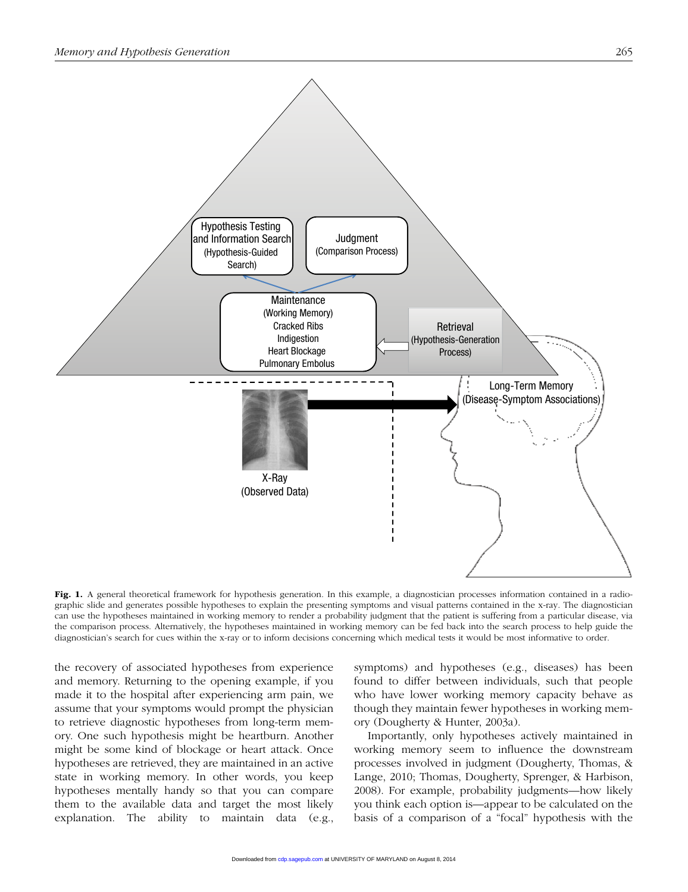**Fig. 1.** A general theoretical framework for hypothesis generation. In this example, a diagnostician processes information contained in a radiographic slide and generates possible hypotheses to explain the presenting symptoms and visual patterns contained in the x-ray. The diagnostician can use the hypotheses maintained in working memory to render a probability judgment that the patient is suffering from a particular disease, via the comparison process. Alternatively, the hypotheses maintained in working memory can be fed back into the search process to help guide the diagnostician's search for cues within the x-ray or to inform decisions concerning which medical tests it would be most informative to order.

the recovery of associated hypotheses from experience and memory. Returning to the opening example, if you made it to the hospital after experiencing arm pain, we assume that your symptoms would prompt the physician to retrieve diagnostic hypotheses from long-term memory. One such hypothesis might be heartburn. Another might be some kind of blockage or heart attack. Once hypotheses are retrieved, they are maintained in an active state in working memory. In other words, you keep hypotheses mentally handy so that you can compare them to the available data and target the most likely explanation. The ability to maintain data (e.g., symptoms) and hypotheses (e.g., diseases) has been found to differ between individuals, such that people who have lower working memory capacity behave as though they maintain fewer hypotheses in working memory (Dougherty & Hunter, 2003a).

Importantly, only hypotheses actively maintained in working memory seem to influence the downstream processes involved in judgment (Dougherty, Thomas, & Lange, 2010; Thomas, Dougherty, Sprenger, & Harbison, 2008). For example, probability judgments—how likely you think each option is—appear to be calculated on the basis of a comparison of a "focal" hypothesis with the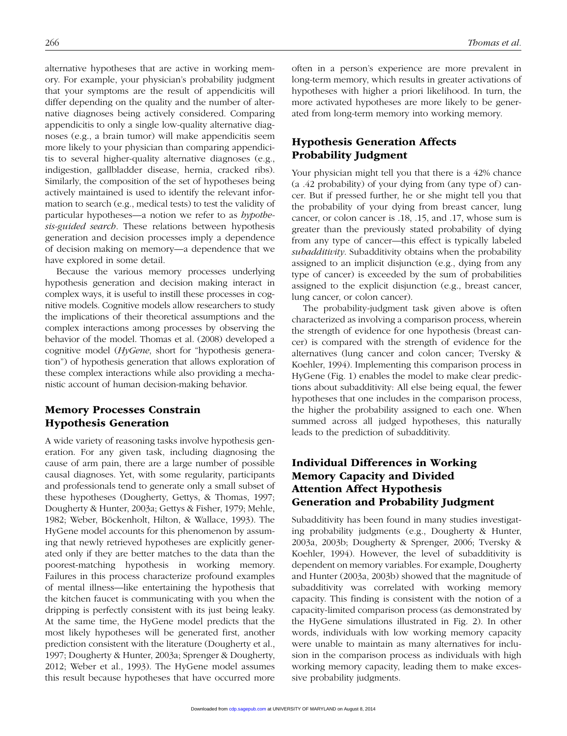alternative hypotheses that are active in working memory. For example, your physician's probability judgment that your symptoms are the result of appendicitis will differ depending on the quality and the number of alternative diagnoses being actively considered. Comparing appendicitis to only a single low-quality alternative diagnoses (e.g., a brain tumor) will make appendicitis seem more likely to your physician than comparing appendicitis to several higher-quality alternative diagnoses (e.g., indigestion, gallbladder disease, hernia, cracked ribs). Similarly, the composition of the set of hypotheses being actively maintained is used to identify the relevant information to search (e.g., medical tests) to test the validity of particular hypotheses—a notion we refer to as *hypothesis-guided search*. These relations between hypothesis generation and decision processes imply a dependence of decision making on memory—a dependence that we have explored in some detail.

Because the various memory processes underlying hypothesis generation and decision making interact in complex ways, it is useful to instill these processes in cognitive models. Cognitive models allow researchers to study the implications of their theoretical assumptions and the complex interactions among processes by observing the behavior of the model. Thomas et al. (2008) developed a cognitive model (*HyGene*, short for "hypothesis generation") of hypothesis generation that allows exploration of these complex interactions while also providing a mechanistic account of human decision-making behavior.

## Memory Processes Constrain Hypothesis Generation

A wide variety of reasoning tasks involve hypothesis generation. For any given task, including diagnosing the cause of arm pain, there are a large number of possible causal diagnoses. Yet, with some regularity, participants and professionals tend to generate only a small subset of these hypotheses (Dougherty, Gettys, & Thomas, 1997; Dougherty & Hunter, 2003a; Gettys & Fisher, 1979; Mehle, 1982; Weber, Böckenholt, Hilton, & Wallace, 1993). The HyGene model accounts for this phenomenon by assuming that newly retrieved hypotheses are explicitly generated only if they are better matches to the data than the poorest-matching hypothesis in working memory. Failures in this process characterize profound examples of mental illness—like entertaining the hypothesis that the kitchen faucet is communicating with you when the dripping is perfectly consistent with its just being leaky. At the same time, the HyGene model predicts that the most likely hypotheses will be generated first, another prediction consistent with the literature (Dougherty et al., 1997; Dougherty & Hunter, 2003a; Sprenger & Dougherty, 2012; Weber et al., 1993). The HyGene model assumes this result because hypotheses that have occurred more often in a person's experience are more prevalent in long-term memory, which results in greater activations of hypotheses with higher a priori likelihood. In turn, the more activated hypotheses are more likely to be generated from long-term memory into working memory.

## Hypothesis Generation Affects Probability Judgment

Your physician might tell you that there is a 42% chance (a .42 probability) of your dying from (any type of) cancer. But if pressed further, he or she might tell you that the probability of your dying from breast cancer, lung cancer, or colon cancer is .18, .15, and .17, whose sum is greater than the previously stated probability of dying from any type of cancer—this effect is typically labeled *subadditivity*. Subadditivity obtains when the probability assigned to an implicit disjunction (e.g., dying from any type of cancer) is exceeded by the sum of probabilities assigned to the explicit disjunction (e.g., breast cancer, lung cancer, or colon cancer).

The probability-judgment task given above is often characterized as involving a comparison process, wherein the strength of evidence for one hypothesis (breast cancer) is compared with the strength of evidence for the alternatives (lung cancer and colon cancer; Tversky & Koehler, 1994). Implementing this comparison process in HyGene (Fig. 1) enables the model to make clear predictions about subadditivity: All else being equal, the fewer hypotheses that one includes in the comparison process, the higher the probability assigned to each one. When summed across all judged hypotheses, this naturally leads to the prediction of subadditivity.

## Individual Differences in Working Memory Capacity and Divided Attention Affect Hypothesis Generation and Probability Judgment

Subadditivity has been found in many studies investigating probability judgments (e.g., Dougherty & Hunter, 2003a, 2003b; Dougherty & Sprenger, 2006; Tversky & Koehler, 1994). However, the level of subadditivity is dependent on memory variables. For example, Dougherty and Hunter (2003a, 2003b) showed that the magnitude of subadditivity was correlated with working memory capacity. This finding is consistent with the notion of a capacity-limited comparison process (as demonstrated by the HyGene simulations illustrated in Fig. 2). In other words, individuals with low working memory capacity were unable to maintain as many alternatives for inclusion in the comparison process as individuals with high working memory capacity, leading them to make excessive probability judgments.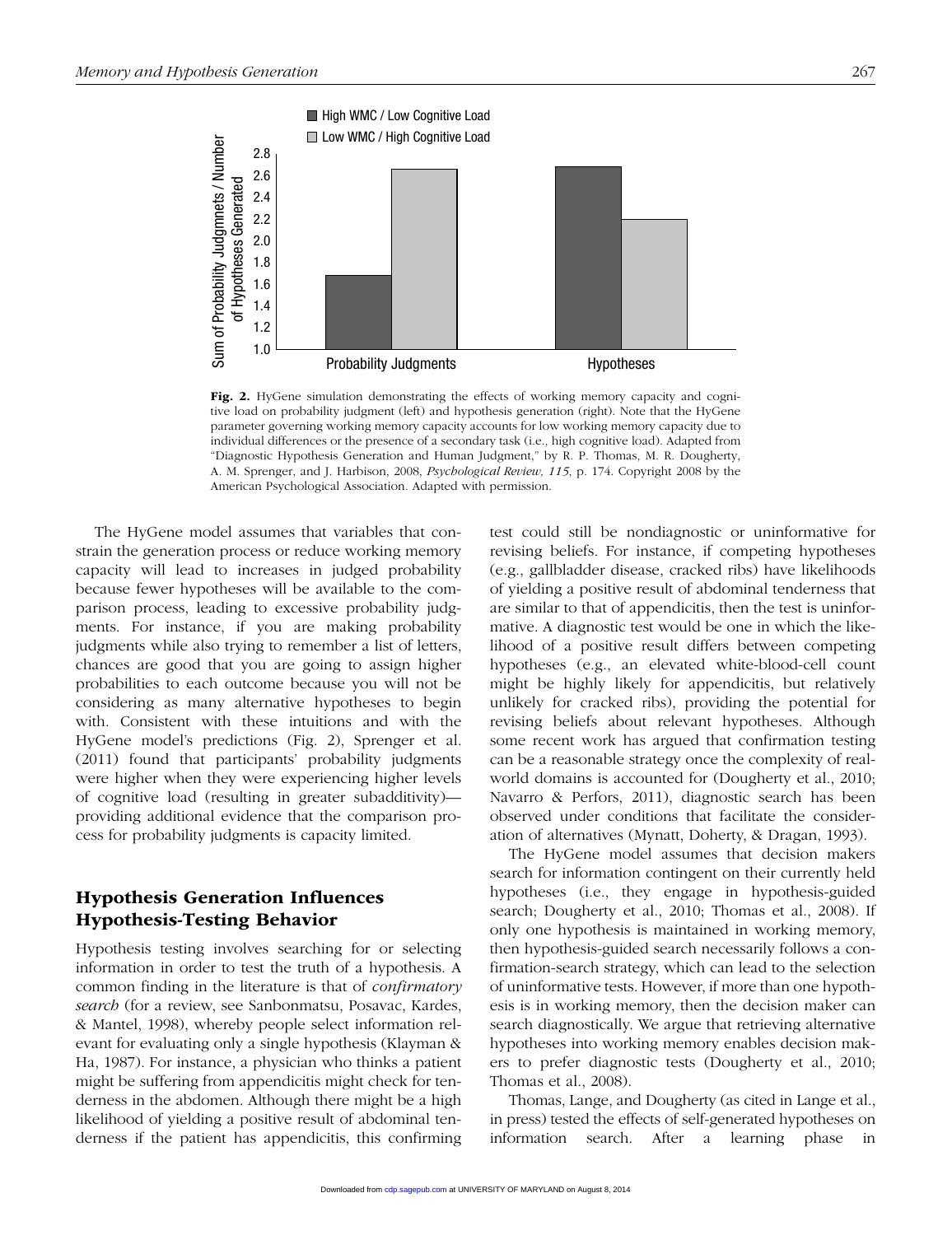**Fig. 2.** HyGene simulation demonstrating the effects of working memory capacity and cognitive load on probability judgment (left) and hypothesis generation (right). Note that the HyGene parameter governing working memory capacity accounts for low working memory capacity due to individual differences or the presence of a secondary task (i.e., high cognitive load). Adapted from "Diagnostic Hypothesis Generation and Human Judgment," by R. P. Thomas, M. R. Dougherty, A. M. Sprenger, and J. Harbison, 2008, *Psychological Review, 115*, p. 174. Copyright 2008 by the American Psychological Association. Adapted with permission.

The HyGene model assumes that variables that constrain the generation process or reduce working memory capacity will lead to increases in judged probability because fewer hypotheses will be available to the comparison process, leading to excessive probability judgments. For instance, if you are making probability judgments while also trying to remember a list of letters, chances are good that you are going to assign higher probabilities to each outcome because you will not be considering as many alternative hypotheses to begin with. Consistent with these intuitions and with the HyGene model's predictions (Fig. 2), Sprenger et al. (2011) found that participants' probability judgments were higher when they were experiencing higher levels of cognitive load (resulting in greater subadditivity)—providing additional evidence that the comparison process for probability judgments is capacity limited.

## Hypothesis Generation Influences Hypothesis-Testing Behavior

Hypothesis testing involves searching for or selecting information in order to test the truth of a hypothesis. A common finding in the literature is that of *confirmatory search* (for a review, see Sanbonmatsu, Posavac, Kardes, & Mantel, 1998), whereby people select information relevant for evaluating only a single hypothesis (Klayman & Ha, 1987). For instance, a physician who thinks a patient might be suffering from appendicitis might check for tenderness in the abdomen. Although there might be a high likelihood of yielding a positive result of abdominal tenderness if the patient has appendicitis, this confirming test could still be nondiagnostic or uninformative for revising beliefs. For instance, if competing hypotheses (e.g., gallbladder disease, cracked ribs) have likelihoods of yielding a positive result of abdominal tenderness that are similar to that of appendicitis, then the test is uninformative. A diagnostic test would be one in which the likelihood of a positive result differs between competing hypotheses (e.g., an elevated white-blood-cell count might be highly likely for appendicitis, but relatively unlikely for cracked ribs), providing the potential for revising beliefs about relevant hypotheses. Although some recent work has argued that confirmation testing can be a reasonable strategy once the complexity of real-world domains is accounted for (Dougherty et al., 2010; Navarro & Perfors, 2011), diagnostic search has been observed under conditions that facilitate the consideration of alternatives (Mynatt, Doherty, & Dragan, 1993).

The HyGene model assumes that decision makers search for information contingent on their currently held hypotheses (i.e., they engage in hypothesis-guided search; Dougherty et al., 2010; Thomas et al., 2008). If only one hypothesis is maintained in working memory, then hypothesis-guided search necessarily follows a confirmation-search strategy, which can lead to the selection of uninformative tests. However, if more than one hypothesis is in working memory, then the decision maker can search diagnostically. We argue that retrieving alternative hypotheses into working memory enables decision makers to prefer diagnostic tests (Dougherty et al., 2010; Thomas et al., 2008).

Thomas, Lange, and Dougherty (as cited in Lange et al., in press) tested the effects of self-generated hypotheses on information search. After a learning phase in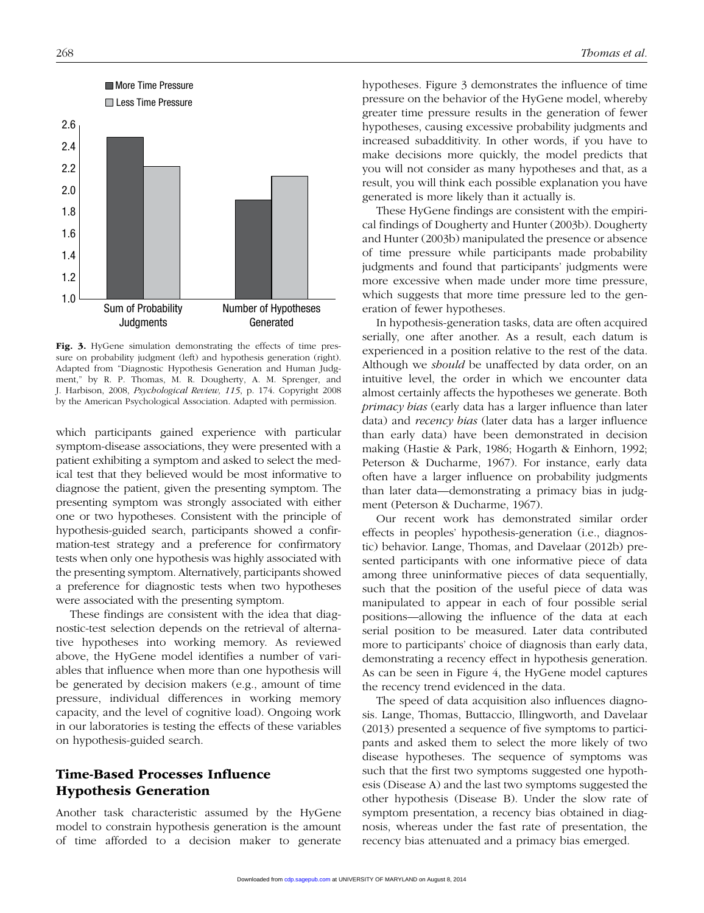Fig. 3. HyGene simulation demonstrating the effects of time pressure on probability judgment (left) and hypothesis generation (right). Adapted from "Diagnostic Hypothesis Generation and Human Judgment," by R. P. Thomas, M. R. Dougherty, A. M. Sprenger, and J. Harbison, 2008, *Psychological Review, 115*, p. 174. Copyright 2008 by the American Psychological Association. Adapted with permission.

which participants gained experience with particular symptom-disease associations, they were presented with a patient exhibiting a symptom and asked to select the medical test that they believed would be most informative to diagnose the patient, given the presenting symptom. The presenting symptom was strongly associated with either one or two hypotheses. Consistent with the principle of hypothesis-guided search, participants showed a confirmation-test strategy and a preference for confirmatory tests when only one hypothesis was highly associated with the presenting symptom. Alternatively, participants showed a preference for diagnostic tests when two hypotheses were associated with the presenting symptom.

These findings are consistent with the idea that diagnostic-test selection depends on the retrieval of alternative hypotheses into working memory. As reviewed above, the HyGene model identifies a number of variables that influence when more than one hypothesis will be generated by decision makers (e.g., amount of time pressure, individual differences in working memory capacity, and the level of cognitive load). Ongoing work in our laboratories is testing the effects of these variables on hypothesis-guided search.

## Time-Based Processes Influence Hypothesis Generation

Another task characteristic assumed by the HyGene model to constrain hypothesis generation is the amount of time afforded to a decision maker to generate hypotheses. Figure 3 demonstrates the influence of time pressure on the behavior of the HyGene model, whereby greater time pressure results in the generation of fewer hypotheses, causing excessive probability judgments and increased subadditivity. In other words, if you have to make decisions more quickly, the model predicts that you will not consider as many hypotheses and that, as a result, you will think each possible explanation you have generated is more likely than it actually is.

These HyGene findings are consistent with the empirical findings of Dougherty and Hunter (2003b). Dougherty and Hunter (2003b) manipulated the presence or absence of time pressure while participants made probability judgments and found that participants' judgments were more excessive when made under more time pressure, which suggests that more time pressure led to the generation of fewer hypotheses.

In hypothesis-generation tasks, data are often acquired serially, one after another. As a result, each datum is experienced in a position relative to the rest of the data. Although we *should* be unaffected by data order, on an intuitive level, the order in which we encounter data almost certainly affects the hypotheses we generate. Both *primacy bias* (early data has a larger influence than later data) and *recency bias* (later data has a larger influence than early data) have been demonstrated in decision making (Hastie & Park, 1986; Hogarth & Einhorn, 1992; Peterson & Ducharme, 1967). For instance, early data often have a larger influence on probability judgments than later data—demonstrating a primacy bias in judgment (Peterson & Ducharme, 1967).

Our recent work has demonstrated similar order effects in peoples' hypothesis-generation (i.e., diagnostic) behavior. Lange, Thomas, and Davelaar (2012b) presented participants with one informative piece of data among three uninformative pieces of data sequentially, such that the position of the useful piece of data was manipulated to appear in each of four possible serial positions—allowing the influence of the data at each serial position to be measured. Later data contributed more to participants' choice of diagnosis than early data, demonstrating a recency effect in hypothesis generation. As can be seen in Figure 4, the HyGene model captures the recency trend evidenced in the data.

The speed of data acquisition also influences diagnosis. Lange, Thomas, Buttaccio, Illingworth, and Davelaar (2013) presented a sequence of five symptoms to participants and asked them to select the more likely of two disease hypotheses. The sequence of symptoms was such that the first two symptoms suggested one hypothesis (Disease A) and the last two symptoms suggested the other hypothesis (Disease B). Under the slow rate of symptom presentation, a recency bias obtained in diagnosis, whereas under the fast rate of presentation, the recency bias attenuated and a primacy bias emerged.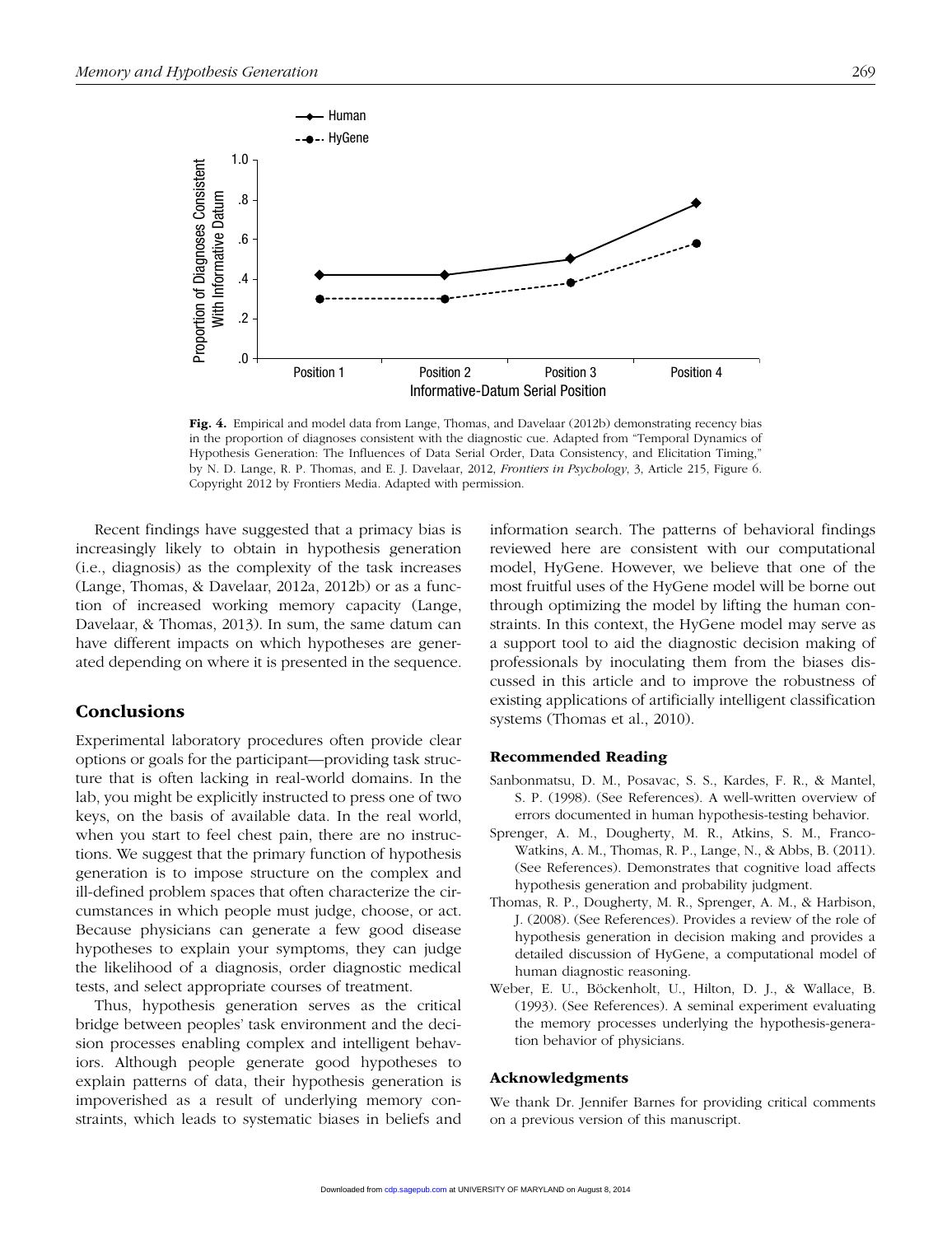Fig. 4. Empirical and model data from Lange, Thomas, and Davelaar (2012b) demonstrating recency bias in the proportion of diagnoses consistent with the diagnostic cue. Adapted from "Temporal Dynamics of Hypothesis Generation: The Influences of Data Serial Order, Data Consistency, and Elicitation Timing," by N. D. Lange, R. P. Thomas, and E. J. Davelaar, 2012, *Frontiers in Psychology*, 3, Article 215, Figure 6. Copyright 2012 by Frontiers Media. Adapted with permission.

Recent findings have suggested that a primacy bias is increasingly likely to obtain in hypothesis generation (i.e., diagnosis) as the complexity of the task increases (Lange, Thomas, & Davelaar, 2012a, 2012b) or as a function of increased working memory capacity (Lange, Davelaar, & Thomas, 2013). In sum, the same datum can have different impacts on which hypotheses are generated depending on where it is presented in the sequence.

## Conclusions

Experimental laboratory procedures often provide clear options or goals for the participant—providing task structure that is often lacking in real-world domains. In the lab, you might be explicitly instructed to press one of two keys, on the basis of available data. In the real world, when you start to feel chest pain, there are no instructions. We suggest that the primary function of hypothesis generation is to impose structure on the complex and ill-defined problem spaces that often characterize the circumstances in which people must judge, choose, or act. Because physicians can generate a few good disease hypotheses to explain your symptoms, they can judge the likelihood of a diagnosis, order diagnostic medical tests, and select appropriate courses of treatment.

Thus, hypothesis generation serves as the critical bridge between peoples' task environment and the decision processes enabling complex and intelligent behaviors. Although people generate good hypotheses to explain patterns of data, their hypothesis generation is impoverished as a result of underlying memory constraints, which leads to systematic biases in beliefs and information search. The patterns of behavioral findings reviewed here are consistent with our computational model, HyGene. However, we believe that one of the most fruitful uses of the HyGene model will be borne out through optimizing the model by lifting the human constraints. In this context, the HyGene model may serve as a support tool to aid the diagnostic decision making of professionals by inoculating them from the biases discussed in this article and to improve the robustness of existing applications of artificially intelligent classification systems (Thomas et al., 2010).

### Recommended Reading

Sanbonmatsu, D. M., Posavac, S. S., Kardes, F. R., & Mantel, S. P. (1998). (See References). A well-written overview of errors documented in human hypothesis-testing behavior.

Sprenger, A. M., Dougherty, M. R., Atkins, S. M., Franco-Watkins, A. M., Thomas, R. P., Lange, N., & Abbs, B. (2011). (See References). Demonstrates that cognitive load affects hypothesis generation and probability judgment.

Thomas, R. P., Dougherty, M. R., Sprenger, A. M., & Harbison, J. (2008). (See References). Provides a review of the role of hypothesis generation in decision making and provides a detailed discussion of HyGene, a computational model of human diagnostic reasoning.

Weber, E. U., Böckenholt, U., Hilton, D. J., & Wallace, B. (1993). (See References). A seminal experiment evaluating the memory processes underlying the hypothesis-generation behavior of physicians.

### Acknowledgments

We thank Dr. Jennifer Barnes for providing critical comments on a previous version of this manuscript.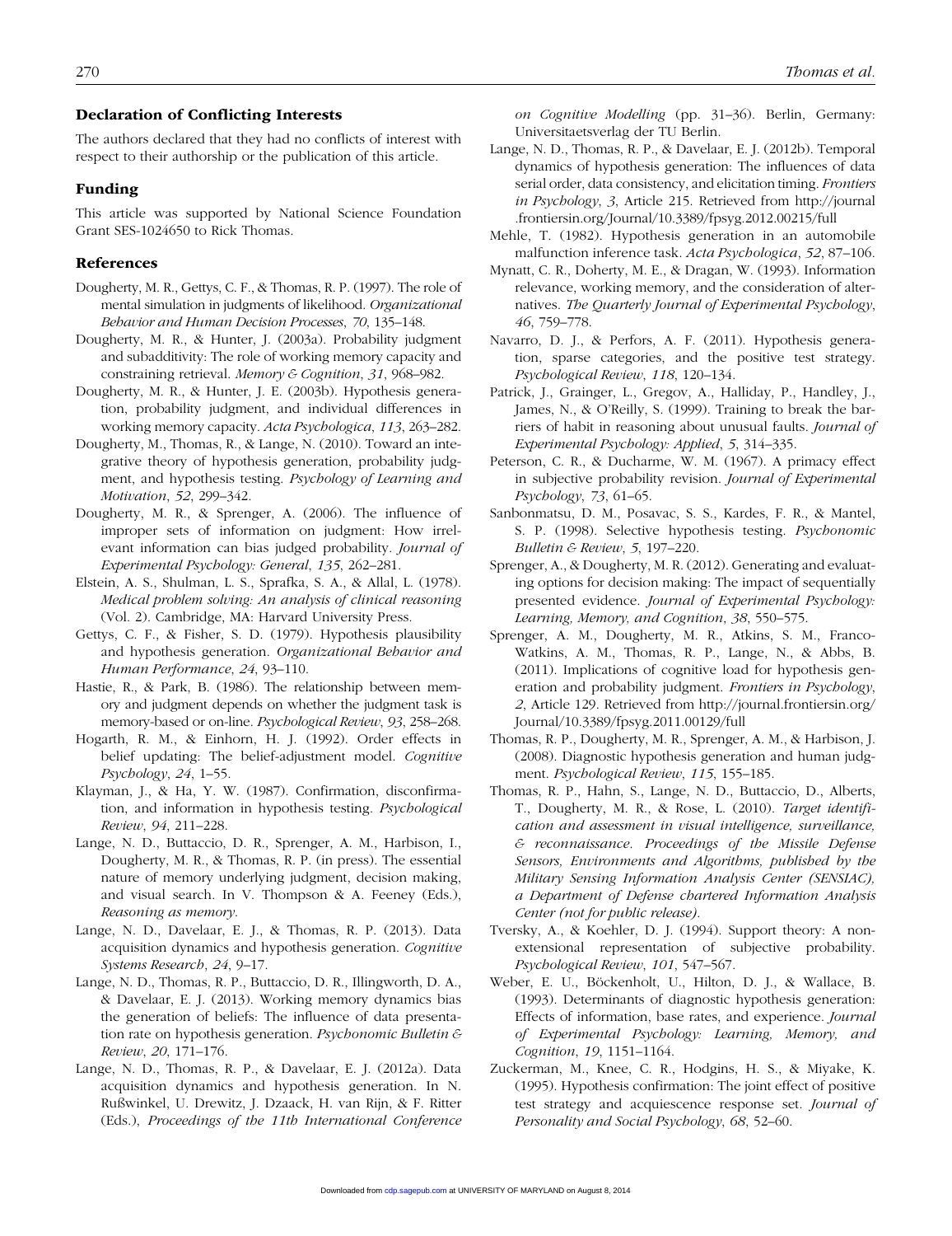## Declaration of Conflicting Interests

The authors declared that they had no conflicts of interest with respect to their authorship or the publication of this article.

## Funding

This article was supported by National Science Foundation Grant SES-1024650 to Rick Thomas.

## References

Dougherty, M. R., Gettys, C. F., & Thomas, R. P. (1997). The role of mental simulation in judgments of likelihood. *Organizational Behavior and Human Decision Processes*, *70*, 135–148.

Dougherty, M. R., & Hunter, J. (2003a). Probability judgment and subadditivity: The role of working memory capacity and constraining retrieval. *Memory & Cognition*, *31*, 968–982.

Dougherty, M. R., & Hunter, J. E. (2003b). Hypothesis generation, probability judgment, and individual differences in working memory capacity. *Acta Psychologica*, *113*, 263–282.

Dougherty, M., Thomas, R., & Lange, N. (2010). Toward an integrative theory of hypothesis generation, probability judgment, and hypothesis testing. *Psychology of Learning and Motivation*, *52*, 299–342.

Dougherty, M. R., & Sprenger, A. (2006). The influence of improper sets of information on judgment: How irrelevant information can bias judged probability. *Journal of Experimental Psychology: General*, *135*, 262–281.

Elstein, A. S., Shulman, L. S., Sprafka, S. A., & Allal, L. (1978). *Medical problem solving: An analysis of clinical reasoning* (Vol. 2). Cambridge, MA: Harvard University Press.

Gettys, C. F., & Fisher, S. D. (1979). Hypothesis plausibility and hypothesis generation. *Organizational Behavior and Human Performance*, *24*, 93–110.

Hastie, R., & Park, B. (1986). The relationship between memory and judgment depends on whether the judgment task is memory-based or on-line. *Psychological Review*, *93*, 258–268.

Hogarth, R. M., & Einhorn, H. J. (1992). Order effects in belief updating: The belief-adjustment model. *Cognitive Psychology*, *24*, 1–55.

Klayman, J., & Ha, Y. W. (1987). Confirmation, disconfirmation, and information in hypothesis testing. *Psychological Review*, *94*, 211–228.

Lange, N. D., Buttaccio, D. R., Sprenger, A. M., Harbison, I., Dougherty, M. R., & Thomas, R. P. (in press). The essential nature of memory underlying judgment, decision making, and visual search. In V. Thompson & A. Feeney (Eds.), *Reasoning as memory*.

Lange, N. D., Davelaar, E. J., & Thomas, R. P. (2013). Data acquisition dynamics and hypothesis generation. *Cognitive Systems Research*, *24*, 9–17.

Lange, N. D., Thomas, R. P., Buttaccio, D. R., Illingworth, D. A., & Davelaar, E. J. (2013). Working memory dynamics bias the generation of beliefs: The influence of data presentation rate on hypothesis generation. *Psychonomic Bulletin & Review*, *20*, 171–176.

Lange, N. D., Thomas, R. P., & Davelaar, E. J. (2012a). Data acquisition dynamics and hypothesis generation. In N. Rußwinkel, U. Drewitz, J. Dzaack, H. van Rijn, & F. Ritter (Eds.), *Proceedings of the 11th International Conference on Cognitive Modelling* (pp. 31–36). Berlin, Germany: Universitaetsverlag der TU Berlin.

Lange, N. D., Thomas, R. P., & Davelaar, E. J. (2012b). Temporal dynamics of hypothesis generation: The influences of data serial order, data consistency, and elicitation timing. *Frontiers in Psychology*, *3*, Article 215. Retrieved from http://journal.frontiersin.org/Journal/10.3389/fpsyg.2012.00215/full

Mehle, T. (1982). Hypothesis generation in an automobile malfunction inference task. *Acta Psychologica*, *52*, 87–106.

Mynatt, C. R., Doherty, M. E., & Dragan, W. (1993). Information relevance, working memory, and the consideration of alternatives. *The Quarterly Journal of Experimental Psychology*, *46*, 759–778.

Navarro, D. J., & Perfors, A. F. (2011). Hypothesis generation, sparse categories, and the positive test strategy. *Psychological Review*, *118*, 120–134.

Patrick, J., Grainger, L., Gregov, A., Halliday, P., Handley, J., James, N., & O'Reilly, S. (1999). Training to break the barriers of habit in reasoning about unusual faults. *Journal of Experimental Psychology: Applied*, *5*, 314–335.

Peterson, C. R., & Ducharme, W. M. (1967). A primacy effect in subjective probability revision. *Journal of Experimental Psychology*, *73*, 61–65.

Sanbonmatsu, D. M., Posavac, S. S., Kardes, F. R., & Mantel, S. P. (1998). Selective hypothesis testing. *Psychonomic Bulletin & Review*, *5*, 197–220.

Sprenger, A., & Dougherty, M. R. (2012). Generating and evaluating options for decision making: The impact of sequentially presented evidence. *Journal of Experimental Psychology: Learning, Memory, and Cognition*, *38*, 550–575.

Sprenger, A. M., Dougherty, M. R., Atkins, S. M., Franco-Watkins, A. M., Thomas, R. P., Lange, N., & Abbs, B. (2011). Implications of cognitive load for hypothesis generation and probability judgment. *Frontiers in Psychology*, *2*, Article 129. Retrieved from http://journal.frontiersin.org/Journal/10.3389/fpsyg.2011.00129/full

Thomas, R. P., Dougherty, M. R., Sprenger, A. M., & Harbison, J. (2008). Diagnostic hypothesis generation and human judgment. *Psychological Review*, *115*, 155–185.

Thomas, R. P., Hahn, S., Lange, N. D., Buttaccio, D., Alberts, T., Dougherty, M. R., & Rose, L. (2010). *Target identification and assessment in visual intelligence, surveillance, & reconnaissance. Proceedings of the Missile Defense Sensors, Environments and Algorithms, published by the Military Sensing Information Analysis Center (SENSIAC), a Department of Defense chartered Information Analysis Center (not for public release).*

Tversky, A., & Koehler, D. J. (1994). Support theory: A nonextensional representation of subjective probability. *Psychological Review*, *101*, 547–567.

Weber, E. U., Böckenholt, U., Hilton, D. J., & Wallace, B. (1993). Determinants of diagnostic hypothesis generation: Effects of information, base rates, and experience. *Journal of Experimental Psychology: Learning, Memory, and Cognition*, *19*, 1151–1164.

Zuckerman, M., Knee, C. R., Hodgins, H. S., & Miyake, K. (1995). Hypothesis confirmation: The joint effect of positive test strategy and acquiescence response set. *Journal of Personality and Social Psychology*, *68*, 52–60.